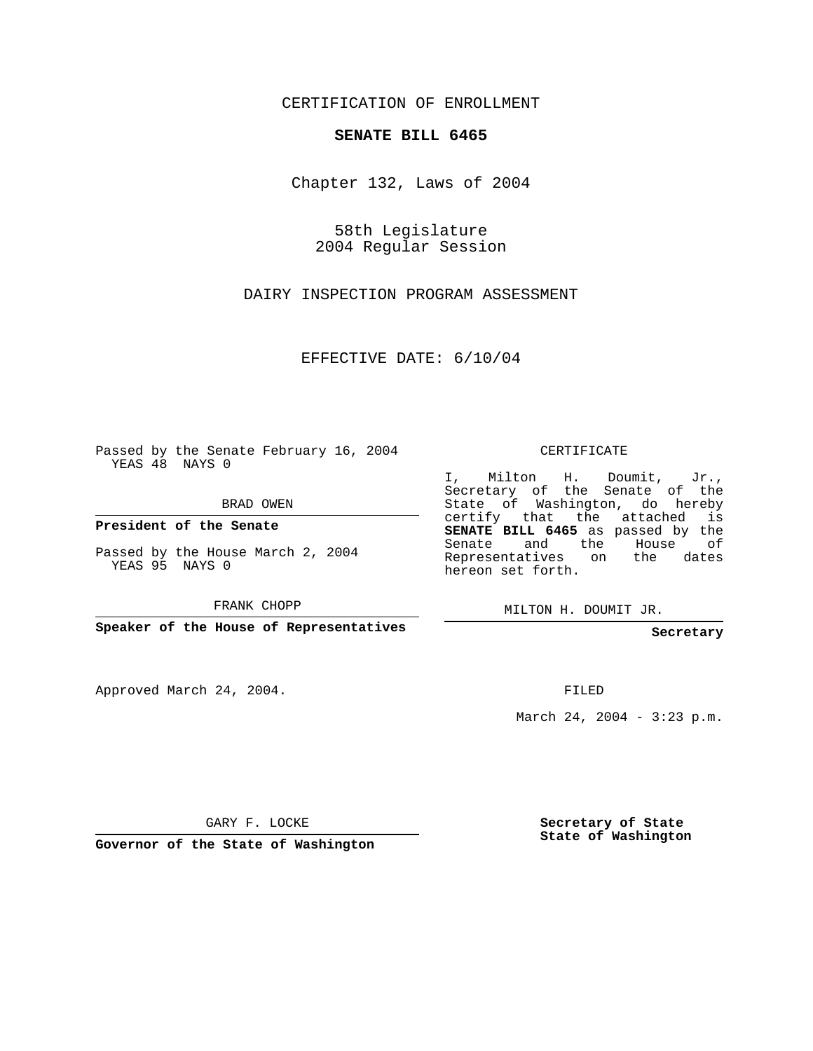CERTIFICATION OF ENROLLMENT

**SENATE BILL 6465**

Chapter 132, Laws of 2004

58th Legislature
2004 Regular Session

DAIRY INSPECTION PROGRAM ASSESSMENT

EFFECTIVE DATE: 6/10/04

Passed by the Senate February 16, 2004
YEAS 48 NAYS 0

BRAD OWEN

**President of the Senate**

Passed by the House March 2, 2004
YEAS 95 NAYS 0

FRANK CHOPP

**Speaker of the House of Representatives**

Approved March 24, 2004.

GARY F. LOCKE

**Governor of the State of Washington**

CERTIFICATE

I, Milton H. Doumit, Jr., Secretary of the Senate of the State of Washington, do hereby certify that the attached is **SENATE BILL 6465** as passed by the Senate and the House of Representatives on the dates hereon set forth.

MILTON H. DOUMIT JR.

**Secretary**

FILED

March 24, 2004 - 3:23 p.m.

**Secretary of State**
**State of Washington**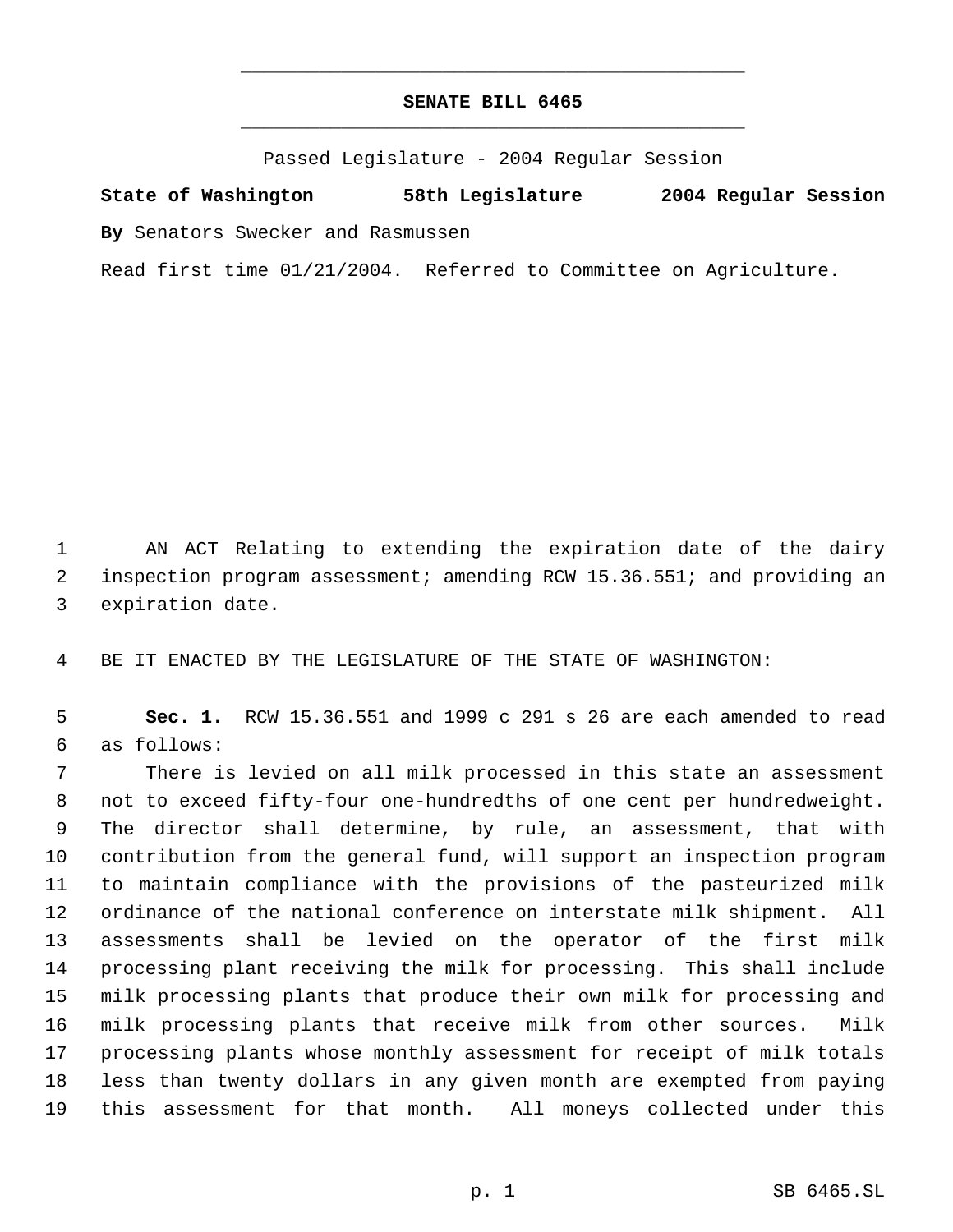# SENATE BILL 6465

Passed Legislature - 2004 Regular Session

**State of Washington 58th Legislature 2004 Regular Session**

**By** Senators Swecker and Rasmussen

Read first time 01/21/2004. Referred to Committee on Agriculture.

1 AN ACT Relating to extending the expiration date of the dairy
2 inspection program assessment; amending RCW 15.36.551; and providing an
3 expiration date.

4 BE IT ENACTED BY THE LEGISLATURE OF THE STATE OF WASHINGTON:

5 **Sec. 1.** RCW 15.36.551 and 1999 c 291 s 26 are each amended to read
6 as follows:

7 There is levied on all milk processed in this state an assessment
8 not to exceed fifty-four one-hundredths of one cent per hundredweight.
9 The director shall determine, by rule, an assessment, that with
10 contribution from the general fund, will support an inspection program
11 to maintain compliance with the provisions of the pasteurized milk
12 ordinance of the national conference on interstate milk shipment. All
13 assessments shall be levied on the operator of the first milk
14 processing plant receiving the milk for processing. This shall include
15 milk processing plants that produce their own milk for processing and
16 milk processing plants that receive milk from other sources. Milk
17 processing plants whose monthly assessment for receipt of milk totals
18 less than twenty dollars in any given month are exempted from paying
19 this assessment for that month. All moneys collected under this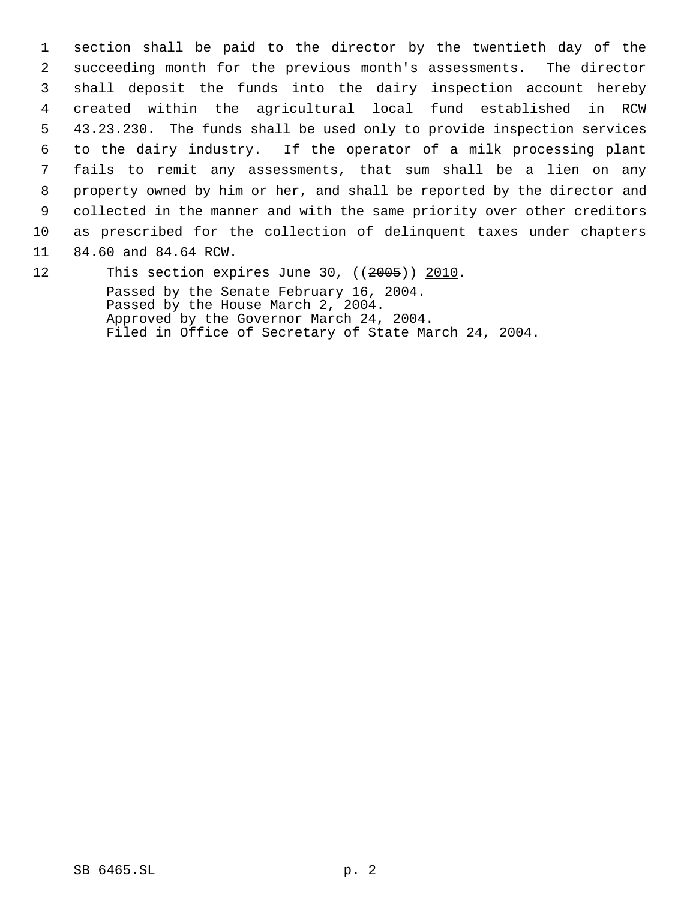section shall be paid to the director by the twentieth day of the succeeding month for the previous month's assessments. The director shall deposit the funds into the dairy inspection account hereby created within the agricultural local fund established in RCW 43.23.230. The funds shall be used only to provide inspection services to the dairy industry. If the operator of a milk processing plant fails to remit any assessments, that sum shall be a lien on any property owned by him or her, and shall be reported by the director and collected in the manner and with the same priority over other creditors as prescribed for the collection of delinquent taxes under chapters 84.60 and 84.64 RCW.

This section expires June 30, ((~~2005~~)) 2010.

Passed by the Senate February 16, 2004.
Passed by the House March 2, 2004.
Approved by the Governor March 24, 2004.
Filed in Office of Secretary of State March 24, 2004.